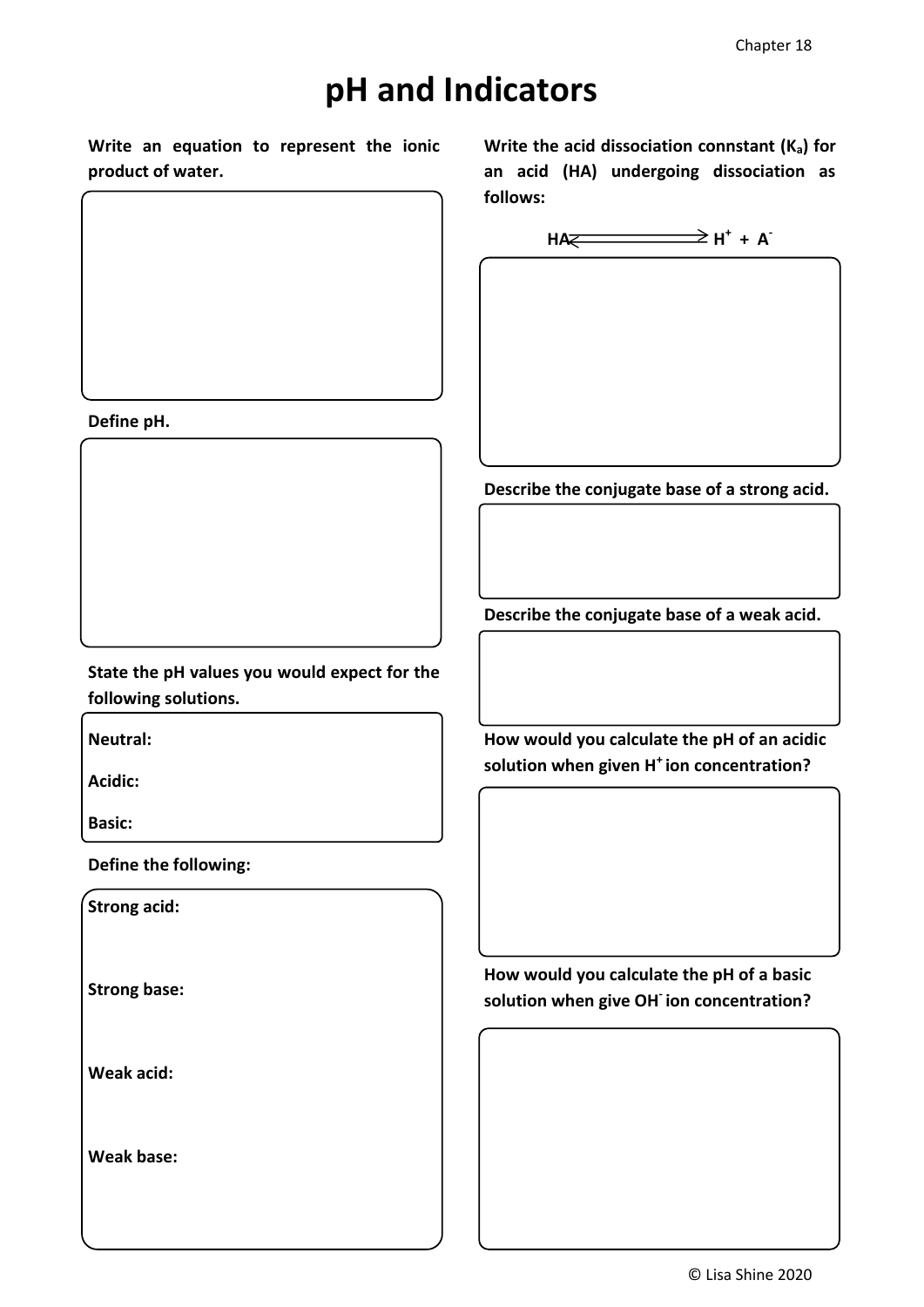# pH and Indicators

Write an equation to represent the ionic product of water.

Define pH.

State the pH values you would expect for the following solutions.

Neutral:

Acidic:

Basic:

Define the following:

Strong acid:

Strong base:

Weak acid:

Weak base:

Write the acid dissociation connstant ($K_a$) for an acid (HA) undergoing dissociation as follows:

$$HA \rightleftharpoons H^+ + A^-$$

Describe the conjugate base of a strong acid.

Describe the conjugate base of a weak acid.

How would you calculate the pH of an acidic solution when given $H^+$ ion concentration?

How would you calculate the pH of a basic solution when give $OH^-$ ion concentration?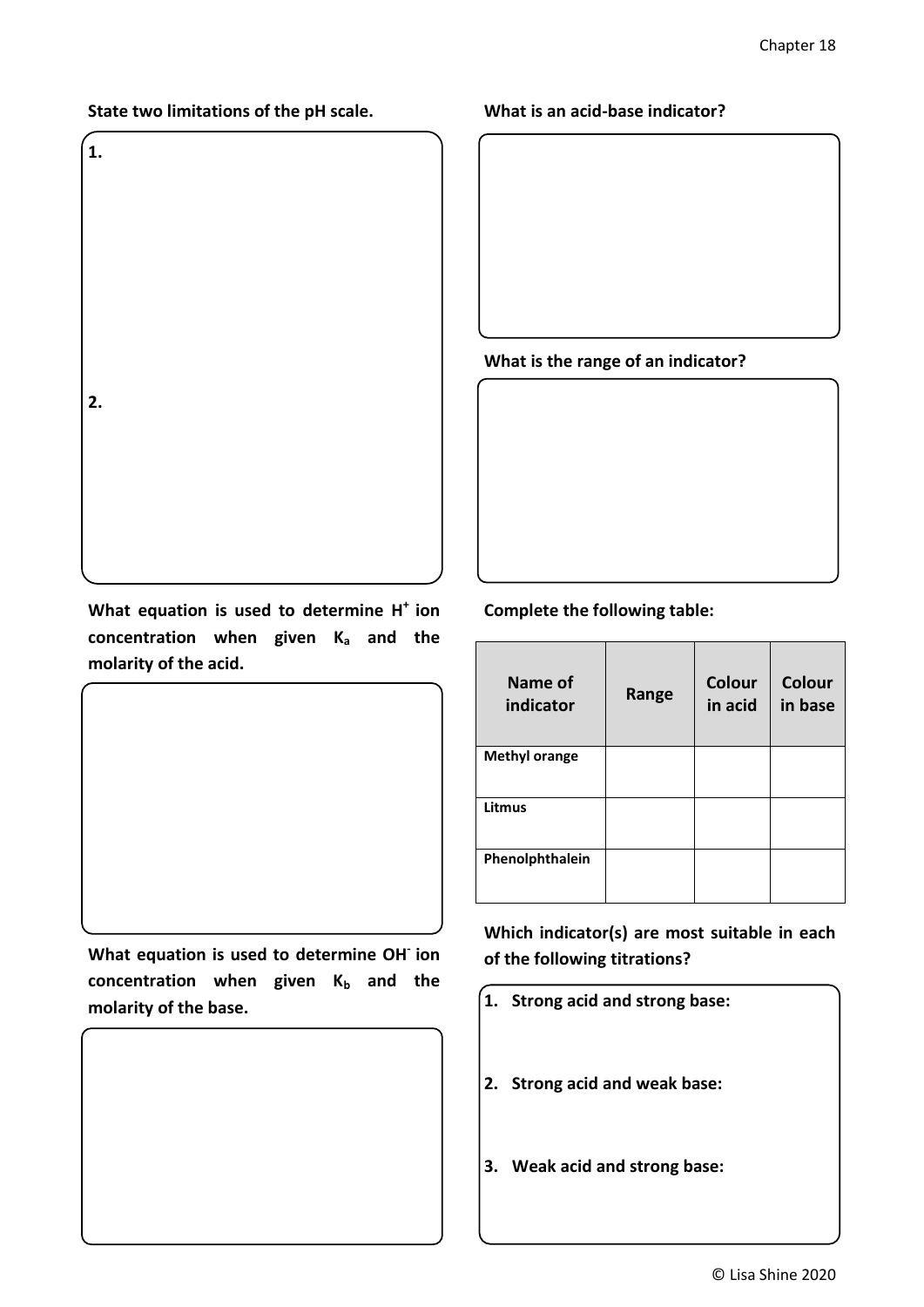**State two limitations of the pH scale.**

1.

2.

**What equation is used to determine $H^+$ ion concentration when given $K_a$ and the molarity of the acid.**

**What equation is used to determine $OH^-$ ion concentration when given $K_b$ and the molarity of the base.**

**What is an acid-base indicator?**

**What is the range of an indicator?**

**Complete the following table:**

| Name of indicator | Range | Colour in acid | Colour in base |
|---|---|---|---|
| **Methyl orange** | | | |
| **Litmus** | | | |
| **Phenolphthalein** | | | |

**Which indicator(s) are most suitable in each of the following titrations?**

1. **Strong acid and strong base:**
2. **Strong acid and weak base:**
3. **Weak acid and strong base:**